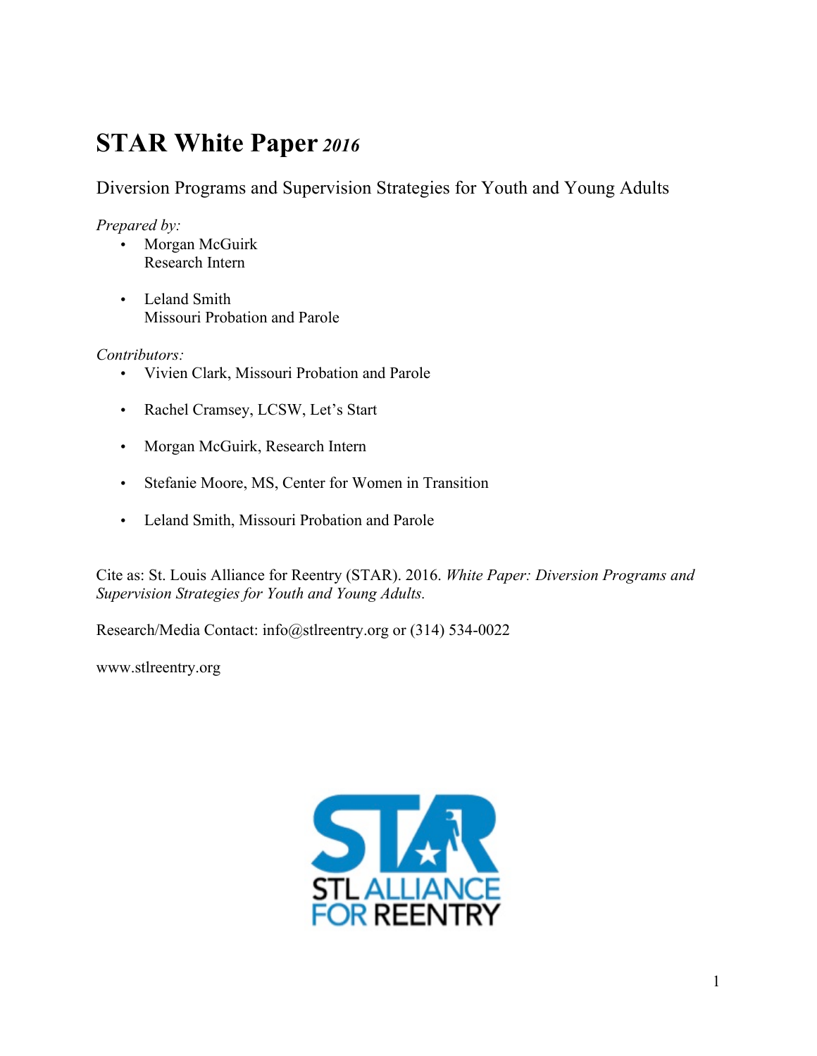# STAR White Paper *2016*

Diversion Programs and Supervision Strategies for Youth and Young Adults

*Prepared by:*

- Morgan McGuirk
  Research Intern

- Leland Smith
  Missouri Probation and Parole

*Contributors:*

- Vivien Clark, Missouri Probation and Parole
- Rachel Cramsey, LCSW, Let's Start
- Morgan McGuirk, Research Intern
- Stefanie Moore, MS, Center for Women in Transition
- Leland Smith, Missouri Probation and Parole

Cite as: St. Louis Alliance for Reentry (STAR). 2016. *White Paper: Diversion Programs and Supervision Strategies for Youth and Young Adults.*

Research/Media Contact: info@stlreentry.org or (314) 534-0022

www.stlreentry.org

STAR
STL ALLIANCE FOR REENTRY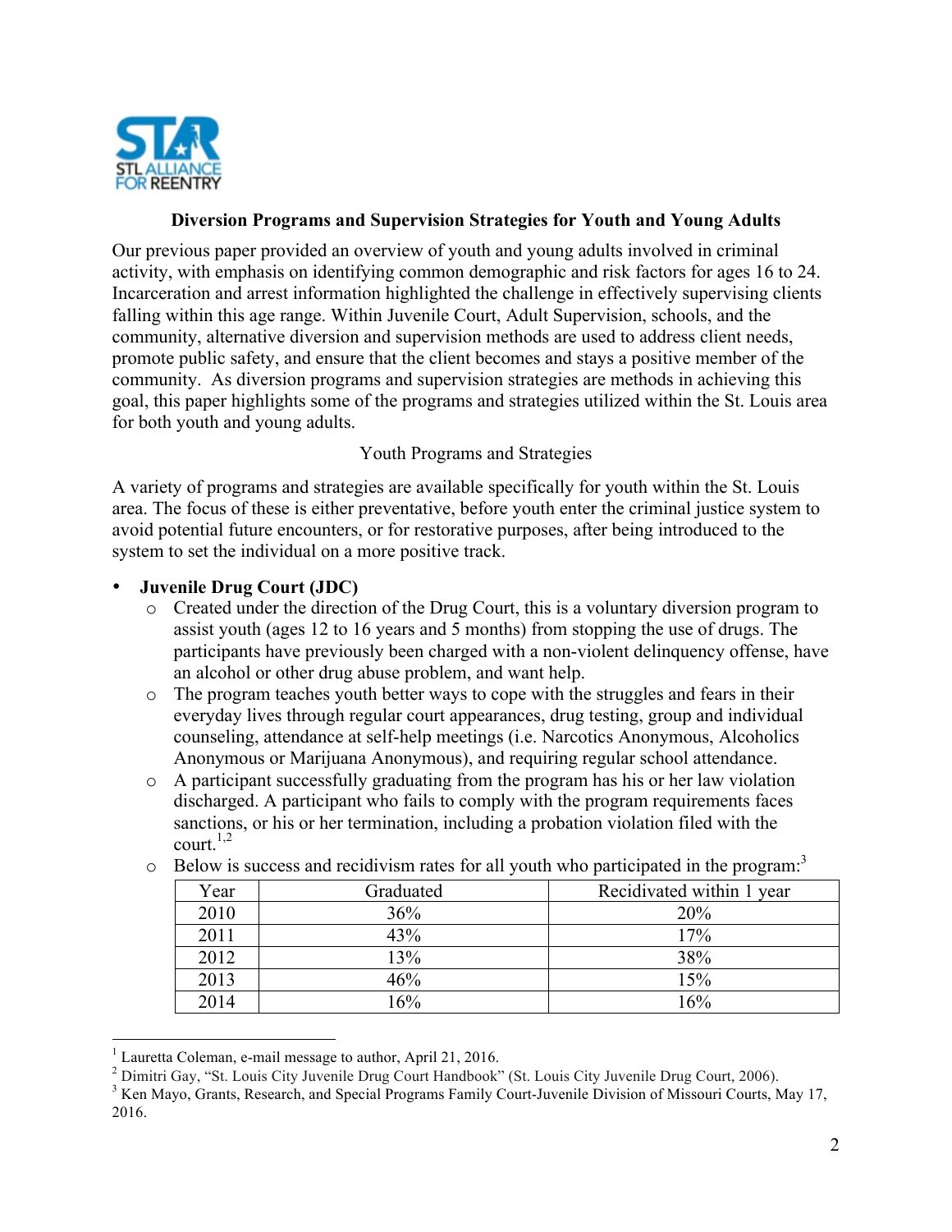## Diversion Programs and Supervision Strategies for Youth and Young Adults

Our previous paper provided an overview of youth and young adults involved in criminal activity, with emphasis on identifying common demographic and risk factors for ages 16 to 24. Incarceration and arrest information highlighted the challenge in effectively supervising clients falling within this age range. Within Juvenile Court, Adult Supervision, schools, and the community, alternative diversion and supervision methods are used to address client needs, promote public safety, and ensure that the client becomes and stays a positive member of the community. As diversion programs and supervision strategies are methods in achieving this goal, this paper highlights some of the programs and strategies utilized within the St. Louis area for both youth and young adults.

### Youth Programs and Strategies

A variety of programs and strategies are available specifically for youth within the St. Louis area. The focus of these is either preventative, before youth enter the criminal justice system to avoid potential future encounters, or for restorative purposes, after being introduced to the system to set the individual on a more positive track.

- **Juvenile Drug Court (JDC)**
  - Created under the direction of the Drug Court, this is a voluntary diversion program to assist youth (ages 12 to 16 years and 5 months) from stopping the use of drugs. The participants have previously been charged with a non-violent delinquency offense, have an alcohol or other drug abuse problem, and want help.
  - The program teaches youth better ways to cope with the struggles and fears in their everyday lives through regular court appearances, drug testing, group and individual counseling, attendance at self-help meetings (i.e. Narcotics Anonymous, Alcoholics Anonymous or Marijuana Anonymous), and requiring regular school attendance.
  - A participant successfully graduating from the program has his or her law violation discharged. A participant who fails to comply with the program requirements faces sanctions, or his or her termination, including a probation violation filed with the court.[1,2]
  - Below is success and recidivism rates for all youth who participated in the program:[3]

| Year | Graduated | Recidivated within 1 year |
|---|---|---|
| 2010 | 36% | 20% |
| 2011 | 43% | 17% |
| 2012 | 13% | 38% |
| 2013 | 46% | 15% |
| 2014 | 16% | 16% |

---

[1] Lauretta Coleman, e-mail message to author, April 21, 2016.

[2] Dimitri Gay, "St. Louis City Juvenile Drug Court Handbook" (St. Louis City Juvenile Drug Court, 2006).

[3] Ken Mayo, Grants, Research, and Special Programs Family Court-Juvenile Division of Missouri Courts, May 17, 2016.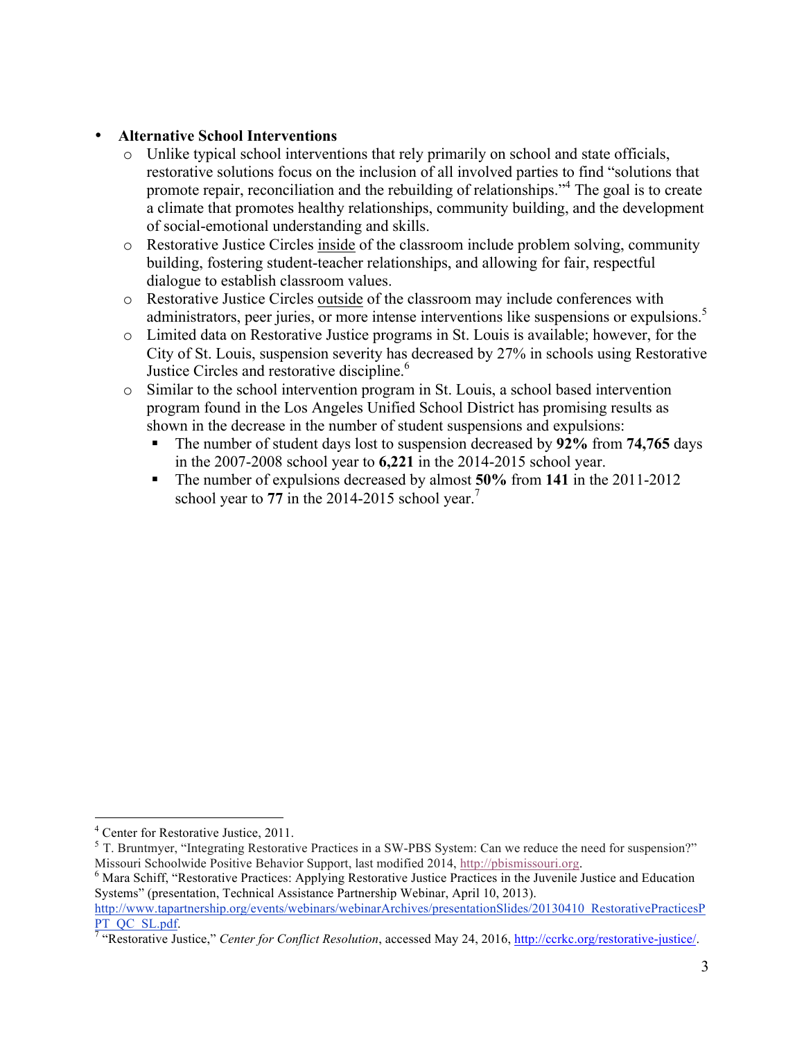- **Alternative School Interventions**
  - Unlike typical school interventions that rely primarily on school and state officials, restorative solutions focus on the inclusion of all involved parties to find "solutions that promote repair, reconciliation and the rebuilding of relationships."[4] The goal is to create a climate that promotes healthy relationships, community building, and the development of social-emotional understanding and skills.
  - Restorative Justice Circles <u>inside</u> of the classroom include problem solving, community building, fostering student-teacher relationships, and allowing for fair, respectful dialogue to establish classroom values.
  - Restorative Justice Circles <u>outside</u> of the classroom may include conferences with administrators, peer juries, or more intense interventions like suspensions or expulsions.[5]
  - Limited data on Restorative Justice programs in St. Louis is available; however, for the City of St. Louis, suspension severity has decreased by 27% in schools using Restorative Justice Circles and restorative discipline.[6]
  - Similar to the school intervention program in St. Louis, a school based intervention program found in the Los Angeles Unified School District has promising results as shown in the decrease in the number of student suspensions and expulsions:
    - The number of student days lost to suspension decreased by **92%** from **74,765** days in the 2007-2008 school year to **6,221** in the 2014-2015 school year.
    - The number of expulsions decreased by almost **50%** from **141** in the 2011-2012 school year to **77** in the 2014-2015 school year.[7]

---

[4] Center for Restorative Justice, 2011.

[5] T. Bruntmyer, "Integrating Restorative Practices in a SW-PBS System: Can we reduce the need for suspension?" Missouri Schoolwide Positive Behavior Support, last modified 2014, http://pbismissouri.org.

[6] Mara Schiff, "Restorative Practices: Applying Restorative Justice Practices in the Juvenile Justice and Education Systems" (presentation, Technical Assistance Partnership Webinar, April 10, 2013). http://www.tapartnership.org/events/webinars/webinarArchives/presentationSlides/20130410_RestorativePracticesPPT_QC_SL.pdf.

[7] "Restorative Justice," *Center for Conflict Resolution*, accessed May 24, 2016, http://ccrkc.org/restorative-justice/.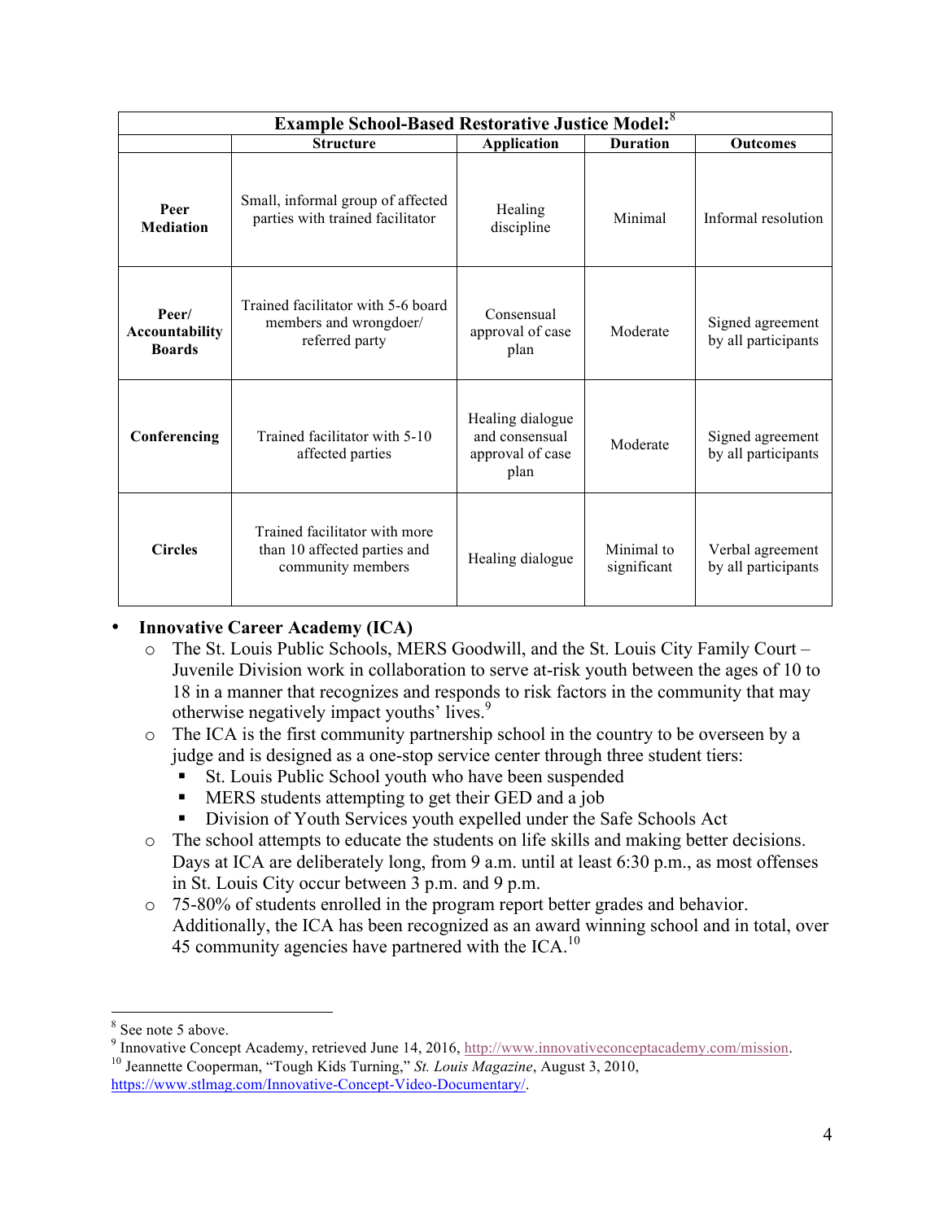| Example School-Based Restorative Justice Model:[8] | | | | |
|---|---|---|---|---|
| | **Structure** | **Application** | **Duration** | **Outcomes** |
| **Peer Mediation** | Small, informal group of affected parties with trained facilitator | Healing discipline | Minimal | Informal resolution |
| **Peer/ Accountability Boards** | Trained facilitator with 5-6 board members and wrongdoer/ referred party | Consensual approval of case plan | Moderate | Signed agreement by all participants |
| **Conferencing** | Trained facilitator with 5-10 affected parties | Healing dialogue and consensual approval of case plan | Moderate | Signed agreement by all participants |
| **Circles** | Trained facilitator with more than 10 affected parties and community members | Healing dialogue | Minimal to significant | Verbal agreement by all participants |

- **Innovative Career Academy (ICA)**
  - The St. Louis Public Schools, MERS Goodwill, and the St. Louis City Family Court – Juvenile Division work in collaboration to serve at-risk youth between the ages of 10 to 18 in a manner that recognizes and responds to risk factors in the community that may otherwise negatively impact youths' lives.[9]
  - The ICA is the first community partnership school in the country to be overseen by a judge and is designed as a one-stop service center through three student tiers:
    - St. Louis Public School youth who have been suspended
    - MERS students attempting to get their GED and a job
    - Division of Youth Services youth expelled under the Safe Schools Act
  - The school attempts to educate the students on life skills and making better decisions. Days at ICA are deliberately long, from 9 a.m. until at least 6:30 p.m., as most offenses in St. Louis City occur between 3 p.m. and 9 p.m.
  - 75-80% of students enrolled in the program report better grades and behavior. Additionally, the ICA has been recognized as an award winning school and in total, over 45 community agencies have partnered with the ICA.[10]

---

[8] See note 5 above.

[9] Innovative Concept Academy, retrieved June 14, 2016, http://www.innovativeconceptacademy.com/mission.

[10] Jeannette Cooperman, "Tough Kids Turning," *St. Louis Magazine*, August 3, 2010, https://www.stlmag.com/Innovative-Concept-Video-Documentary/.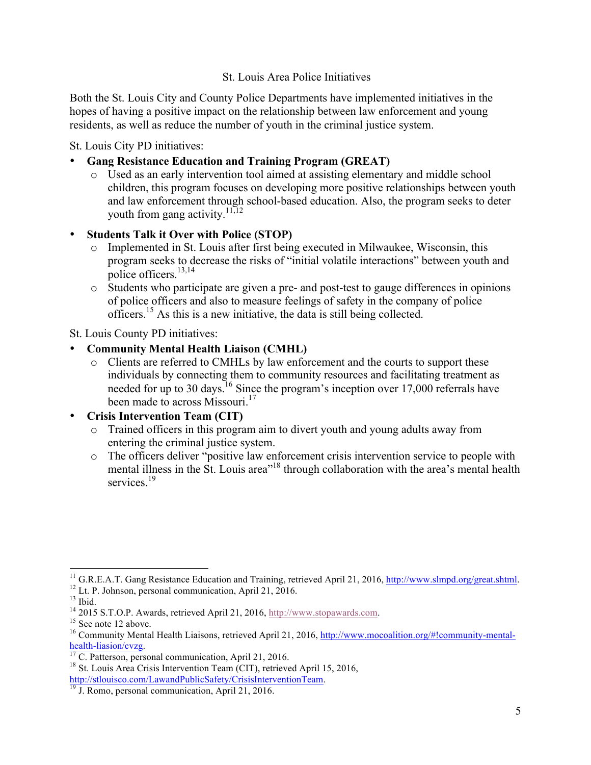## St. Louis Area Police Initiatives

Both the St. Louis City and County Police Departments have implemented initiatives in the hopes of having a positive impact on the relationship between law enforcement and young residents, as well as reduce the number of youth in the criminal justice system.

St. Louis City PD initiatives:

- **Gang Resistance Education and Training Program (GREAT)**
  - Used as an early intervention tool aimed at assisting elementary and middle school children, this program focuses on developing more positive relationships between youth and law enforcement through school-based education. Also, the program seeks to deter youth from gang activity.[11,12]
- **Students Talk it Over with Police (STOP)**
  - Implemented in St. Louis after first being executed in Milwaukee, Wisconsin, this program seeks to decrease the risks of "initial volatile interactions" between youth and police officers.[13,14]
  - Students who participate are given a pre- and post-test to gauge differences in opinions of police officers and also to measure feelings of safety in the company of police officers.[15] As this is a new initiative, the data is still being collected.

St. Louis County PD initiatives:

- **Community Mental Health Liaison (CMHL)**
  - Clients are referred to CMHLs by law enforcement and the courts to support these individuals by connecting them to community resources and facilitating treatment as needed for up to 30 days.[16] Since the program's inception over 17,000 referrals have been made to across Missouri.[17]
- **Crisis Intervention Team (CIT)**
  - Trained officers in this program aim to divert youth and young adults away from entering the criminal justice system.
  - The officers deliver "positive law enforcement crisis intervention service to people with mental illness in the St. Louis area"[18] through collaboration with the area's mental health services.[19]

---

[11] G.R.E.A.T. Gang Resistance Education and Training, retrieved April 21, 2016, http://www.slmpd.org/great.shtml.

[12] Lt. P. Johnson, personal communication, April 21, 2016.

[13] Ibid.

[14] 2015 S.T.O.P. Awards, retrieved April 21, 2016, http://www.stopawards.com.

[15] See note 12 above.

[16] Community Mental Health Liaisons, retrieved April 21, 2016, http://www.mocoalition.org/#!community-mental-health-liasion/cvzg.

[17] C. Patterson, personal communication, April 21, 2016.

[18] St. Louis Area Crisis Intervention Team (CIT), retrieved April 15, 2016, http://stlouisco.com/LawandPublicSafety/CrisisInterventionTeam.

[19] J. Romo, personal communication, April 21, 2016.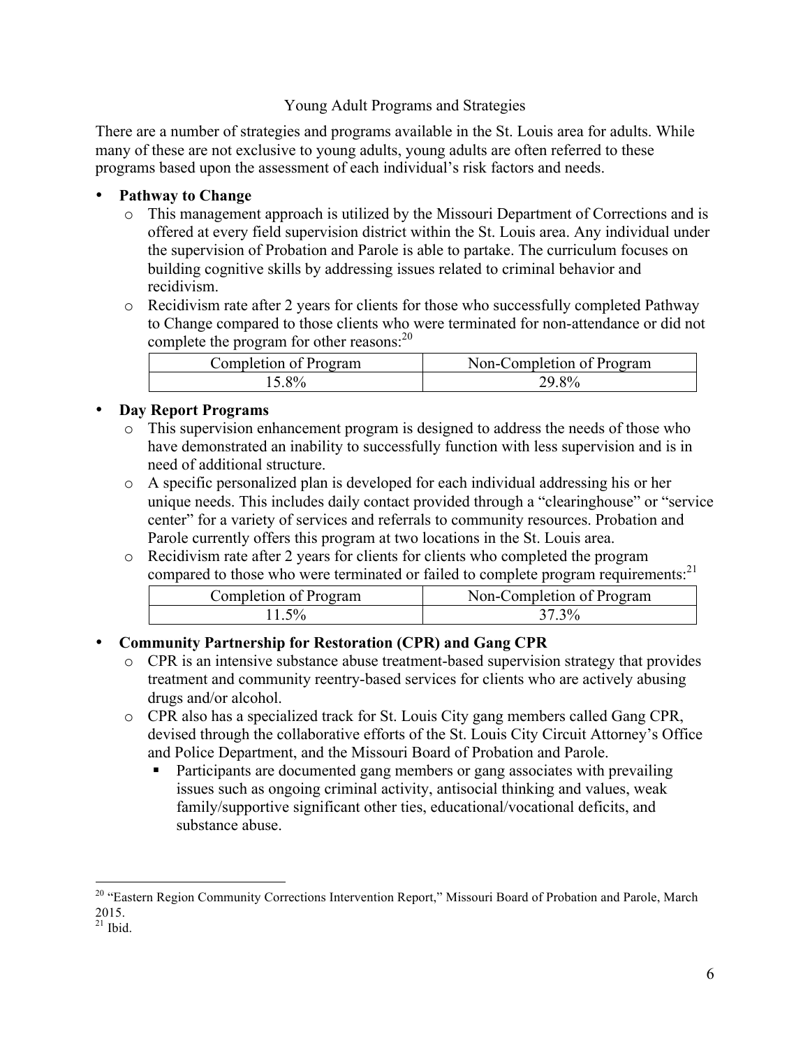## Young Adult Programs and Strategies

There are a number of strategies and programs available in the St. Louis area for adults. While many of these are not exclusive to young adults, young adults are often referred to these programs based upon the assessment of each individual's risk factors and needs.

- **Pathway to Change**
  - This management approach is utilized by the Missouri Department of Corrections and is offered at every field supervision district within the St. Louis area. Any individual under the supervision of Probation and Parole is able to partake. The curriculum focuses on building cognitive skills by addressing issues related to criminal behavior and recidivism.
  - Recidivism rate after 2 years for clients for those who successfully completed Pathway to Change compared to those clients who were terminated for non-attendance or did not complete the program for other reasons:[20]

| Completion of Program | Non-Completion of Program |
|---|---|
| 15.8% | 29.8% |

- **Day Report Programs**
  - This supervision enhancement program is designed to address the needs of those who have demonstrated an inability to successfully function with less supervision and is in need of additional structure.
  - A specific personalized plan is developed for each individual addressing his or her unique needs. This includes daily contact provided through a "clearinghouse" or "service center" for a variety of services and referrals to community resources. Probation and Parole currently offers this program at two locations in the St. Louis area.
  - Recidivism rate after 2 years for clients for clients who completed the program compared to those who were terminated or failed to complete program requirements:[21]

| Completion of Program | Non-Completion of Program |
|---|---|
| 11.5% | 37.3% |

- **Community Partnership for Restoration (CPR) and Gang CPR**
  - CPR is an intensive substance abuse treatment-based supervision strategy that provides treatment and community reentry-based services for clients who are actively abusing drugs and/or alcohol.
  - CPR also has a specialized track for St. Louis City gang members called Gang CPR, devised through the collaborative efforts of the St. Louis City Circuit Attorney's Office and Police Department, and the Missouri Board of Probation and Parole.
    - Participants are documented gang members or gang associates with prevailing issues such as ongoing criminal activity, antisocial thinking and values, weak family/supportive significant other ties, educational/vocational deficits, and substance abuse.

---

[20] "Eastern Region Community Corrections Intervention Report," Missouri Board of Probation and Parole, March 2015.

[21] Ibid.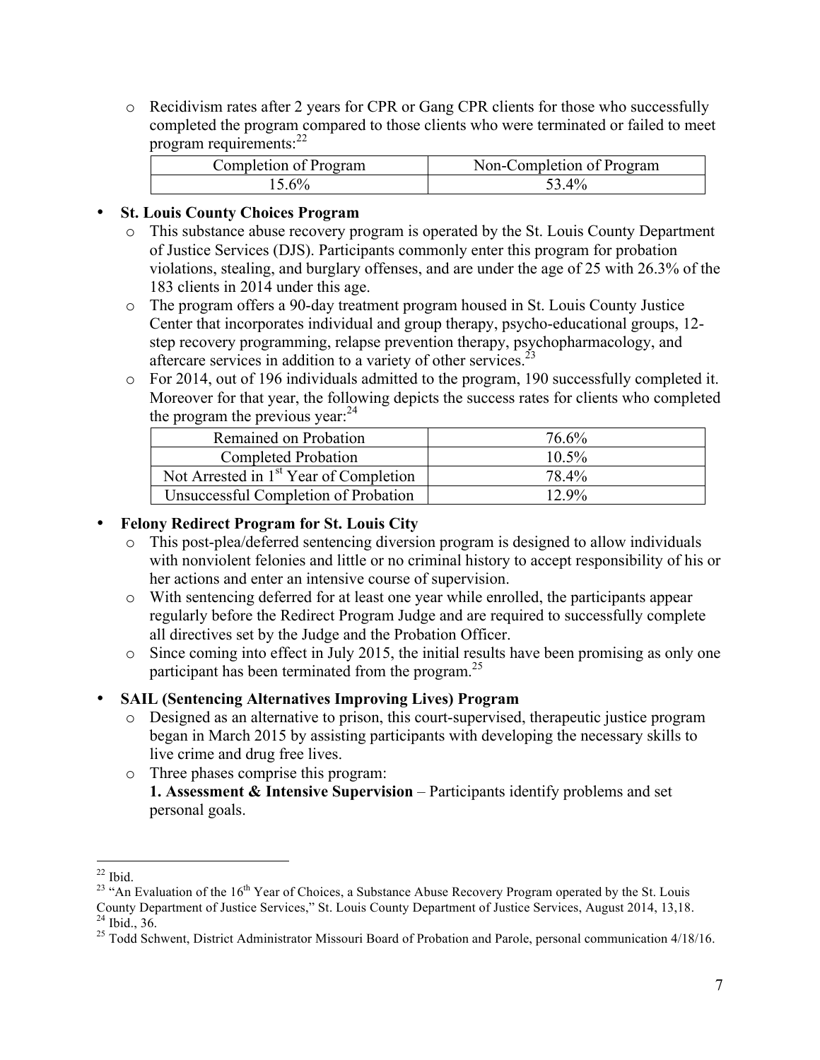- Recidivism rates after 2 years for CPR or Gang CPR clients for those who successfully completed the program compared to those clients who were terminated or failed to meet program requirements:[22]

| Completion of Program | Non-Completion of Program |
|---|---|
| 15.6% | 53.4% |

- **St. Louis County Choices Program**
  - This substance abuse recovery program is operated by the St. Louis County Department of Justice Services (DJS). Participants commonly enter this program for probation violations, stealing, and burglary offenses, and are under the age of 25 with 26.3% of the 183 clients in 2014 under this age.
  - The program offers a 90-day treatment program housed in St. Louis County Justice Center that incorporates individual and group therapy, psycho-educational groups, 12-step recovery programming, relapse prevention therapy, psychopharmacology, and aftercare services in addition to a variety of other services.[23]
  - For 2014, out of 196 individuals admitted to the program, 190 successfully completed it. Moreover for that year, the following depicts the success rates for clients who completed the program the previous year:[24]

| Remained on Probation | 76.6% |
|---|---|
| Completed Probation | 10.5% |
| Not Arrested in 1st Year of Completion | 78.4% |
| Unsuccessful Completion of Probation | 12.9% |

- **Felony Redirect Program for St. Louis City**
  - This post-plea/deferred sentencing diversion program is designed to allow individuals with nonviolent felonies and little or no criminal history to accept responsibility of his or her actions and enter an intensive course of supervision.
  - With sentencing deferred for at least one year while enrolled, the participants appear regularly before the Redirect Program Judge and are required to successfully complete all directives set by the Judge and the Probation Officer.
  - Since coming into effect in July 2015, the initial results have been promising as only one participant has been terminated from the program.[25]

- **SAIL (Sentencing Alternatives Improving Lives) Program**
  - Designed as an alternative to prison, this court-supervised, therapeutic justice program began in March 2015 by assisting participants with developing the necessary skills to live crime and drug free lives.
  - Three phases comprise this program:
    **1. Assessment & Intensive Supervision** – Participants identify problems and set personal goals.

---

[22] Ibid.

[23] "An Evaluation of the 16th Year of Choices, a Substance Abuse Recovery Program operated by the St. Louis County Department of Justice Services," St. Louis County Department of Justice Services, August 2014, 13,18.

[24] Ibid., 36.

[25] Todd Schwent, District Administrator Missouri Board of Probation and Parole, personal communication 4/18/16.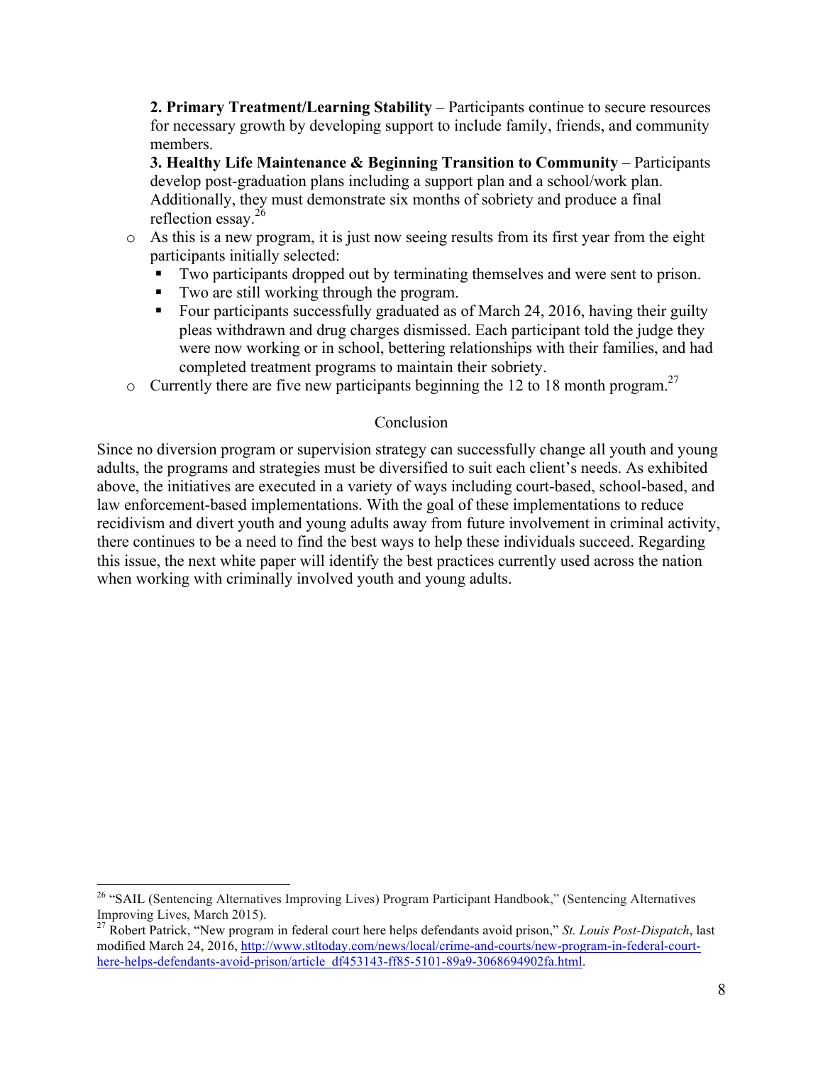**2. Primary Treatment/Learning Stability** – Participants continue to secure resources for necessary growth by developing support to include family, friends, and community members.

**3. Healthy Life Maintenance & Beginning Transition to Community** – Participants develop post-graduation plans including a support plan and a school/work plan. Additionally, they must demonstrate six months of sobriety and produce a final reflection essay.[26]

- As this is a new program, it is just now seeing results from its first year from the eight participants initially selected:
  - Two participants dropped out by terminating themselves and were sent to prison.
  - Two are still working through the program.
  - Four participants successfully graduated as of March 24, 2016, having their guilty pleas withdrawn and drug charges dismissed. Each participant told the judge they were now working or in school, bettering relationships with their families, and had completed treatment programs to maintain their sobriety.
- Currently there are five new participants beginning the 12 to 18 month program.[27]

## Conclusion

Since no diversion program or supervision strategy can successfully change all youth and young adults, the programs and strategies must be diversified to suit each client's needs. As exhibited above, the initiatives are executed in a variety of ways including court-based, school-based, and law enforcement-based implementations. With the goal of these implementations to reduce recidivism and divert youth and young adults away from future involvement in criminal activity, there continues to be a need to find the best ways to help these individuals succeed. Regarding this issue, the next white paper will identify the best practices currently used across the nation when working with criminally involved youth and young adults.

---

[26] "SAIL (Sentencing Alternatives Improving Lives) Program Participant Handbook," (Sentencing Alternatives Improving Lives, March 2015).

[27] Robert Patrick, "New program in federal court here helps defendants avoid prison," *St. Louis Post-Dispatch*, last modified March 24, 2016, http://www.stltoday.com/news/local/crime-and-courts/new-program-in-federal-court-here-helps-defendants-avoid-prison/article_df453143-ff85-5101-89a9-3068694902fa.html.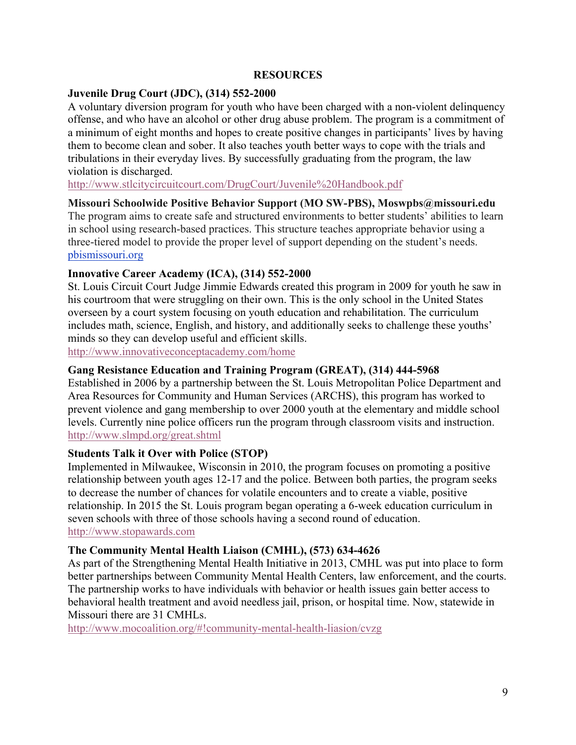## RESOURCES

**Juvenile Drug Court (JDC), (314) 552-2000**

A voluntary diversion program for youth who have been charged with a non-violent delinquency offense, and who have an alcohol or other drug abuse problem. The program is a commitment of a minimum of eight months and hopes to create positive changes in participants' lives by having them to become clean and sober. It also teaches youth better ways to cope with the trials and tribulations in their everyday lives. By successfully graduating from the program, the law violation is discharged.
http://www.stlcitycircuitcourt.com/DrugCourt/Juvenile%20Handbook.pdf

**Missouri Schoolwide Positive Behavior Support (MO SW-PBS), Moswpbs@missouri.edu**

The program aims to create safe and structured environments to better students' abilities to learn in school using research-based practices. This structure teaches appropriate behavior using a three-tiered model to provide the proper level of support depending on the student's needs.
pbismissouri.org

**Innovative Career Academy (ICA), (314) 552-2000**

St. Louis Circuit Court Judge Jimmie Edwards created this program in 2009 for youth he saw in his courtroom that were struggling on their own. This is the only school in the United States overseen by a court system focusing on youth education and rehabilitation. The curriculum includes math, science, English, and history, and additionally seeks to challenge these youths' minds so they can develop useful and efficient skills.
http://www.innovativeconceptacademy.com/home

**Gang Resistance Education and Training Program (GREAT), (314) 444-5968**

Established in 2006 by a partnership between the St. Louis Metropolitan Police Department and Area Resources for Community and Human Services (ARCHS), this program has worked to prevent violence and gang membership to over 2000 youth at the elementary and middle school levels. Currently nine police officers run the program through classroom visits and instruction.
http://www.slmpd.org/great.shtml

**Students Talk it Over with Police (STOP)**

Implemented in Milwaukee, Wisconsin in 2010, the program focuses on promoting a positive relationship between youth ages 12-17 and the police. Between both parties, the program seeks to decrease the number of chances for volatile encounters and to create a viable, positive relationship. In 2015 the St. Louis program began operating a 6-week education curriculum in seven schools with three of those schools having a second round of education.
http://www.stopawards.com

**The Community Mental Health Liaison (CMHL), (573) 634-4626**

As part of the Strengthening Mental Health Initiative in 2013, CMHL was put into place to form better partnerships between Community Mental Health Centers, law enforcement, and the courts. The partnership works to have individuals with behavior or health issues gain better access to behavioral health treatment and avoid needless jail, prison, or hospital time. Now, statewide in Missouri there are 31 CMHLs.
http://www.mocoalition.org/#!community-mental-health-liasion/cvzg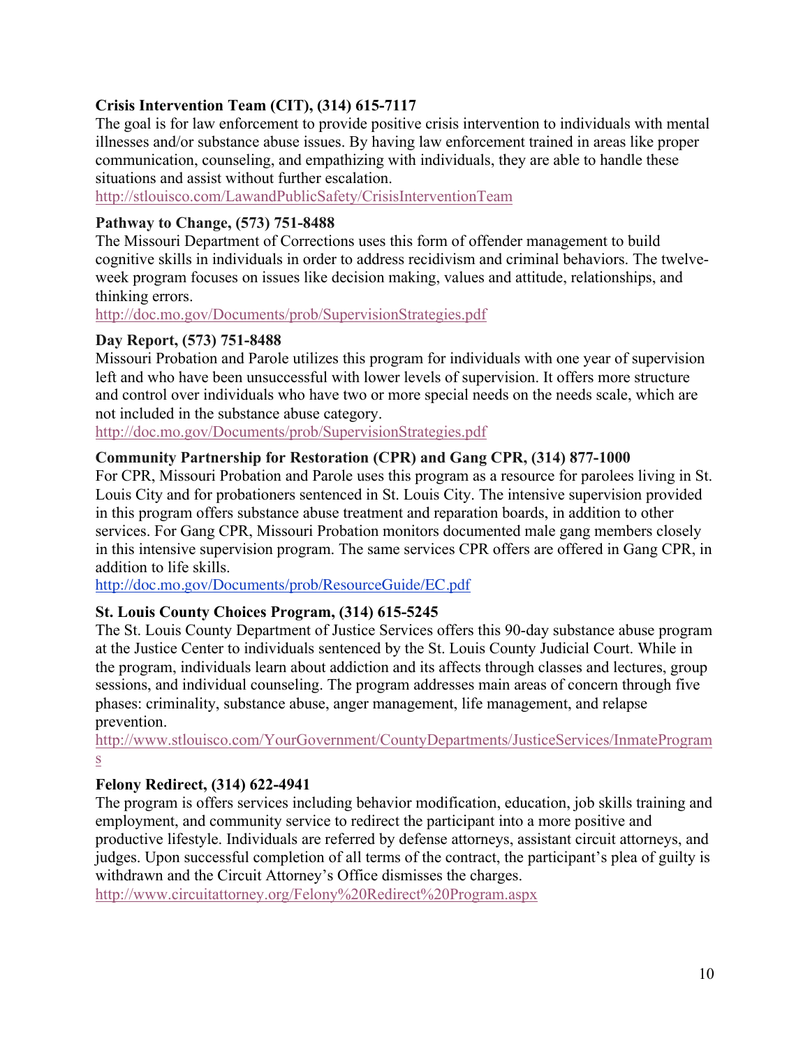**Crisis Intervention Team (CIT), (314) 615-7117**

The goal is for law enforcement to provide positive crisis intervention to individuals with mental illnesses and/or substance abuse issues. By having law enforcement trained in areas like proper communication, counseling, and empathizing with individuals, they are able to handle these situations and assist without further escalation.

http://stlouisco.com/LawandPublicSafety/CrisisInterventionTeam

**Pathway to Change, (573) 751-8488**

The Missouri Department of Corrections uses this form of offender management to build cognitive skills in individuals in order to address recidivism and criminal behaviors. The twelve-week program focuses on issues like decision making, values and attitude, relationships, and thinking errors.

http://doc.mo.gov/Documents/prob/SupervisionStrategies.pdf

**Day Report, (573) 751-8488**

Missouri Probation and Parole utilizes this program for individuals with one year of supervision left and who have been unsuccessful with lower levels of supervision. It offers more structure and control over individuals who have two or more special needs on the needs scale, which are not included in the substance abuse category.

http://doc.mo.gov/Documents/prob/SupervisionStrategies.pdf

**Community Partnership for Restoration (CPR) and Gang CPR, (314) 877-1000**

For CPR, Missouri Probation and Parole uses this program as a resource for parolees living in St. Louis City and for probationers sentenced in St. Louis City. The intensive supervision provided in this program offers substance abuse treatment and reparation boards, in addition to other services. For Gang CPR, Missouri Probation monitors documented male gang members closely in this intensive supervision program. The same services CPR offers are offered in Gang CPR, in addition to life skills.

http://doc.mo.gov/Documents/prob/ResourceGuide/EC.pdf

**St. Louis County Choices Program, (314) 615-5245**

The St. Louis County Department of Justice Services offers this 90-day substance abuse program at the Justice Center to individuals sentenced by the St. Louis County Judicial Court. While in the program, individuals learn about addiction and its affects through classes and lectures, group sessions, and individual counseling. The program addresses main areas of concern through five phases: criminality, substance abuse, anger management, life management, and relapse prevention.

http://www.stlouisco.com/YourGovernment/CountyDepartments/JusticeServices/InmatePrograms

**Felony Redirect, (314) 622-4941**

The program is offers services including behavior modification, education, job skills training and employment, and community service to redirect the participant into a more positive and productive lifestyle. Individuals are referred by defense attorneys, assistant circuit attorneys, and judges. Upon successful completion of all terms of the contract, the participant's plea of guilty is withdrawn and the Circuit Attorney's Office dismisses the charges.

http://www.circuitattorney.org/Felony%20Redirect%20Program.aspx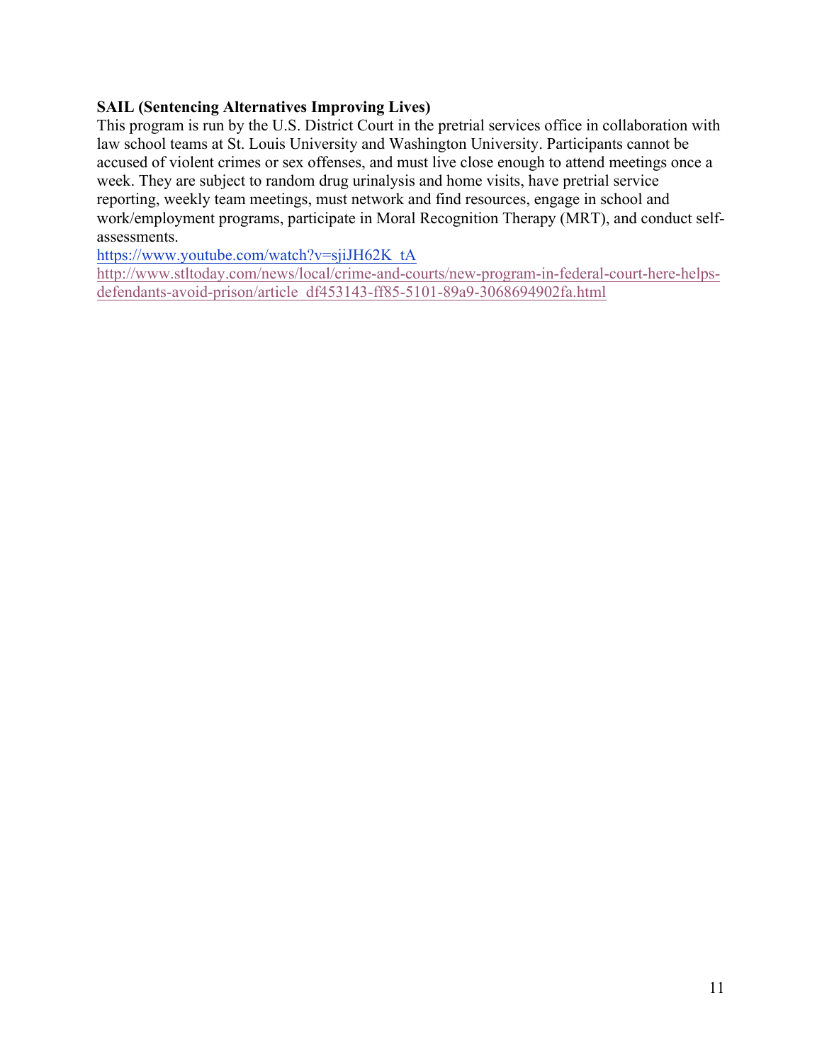**SAIL (Sentencing Alternatives Improving Lives)**

This program is run by the U.S. District Court in the pretrial services office in collaboration with law school teams at St. Louis University and Washington University. Participants cannot be accused of violent crimes or sex offenses, and must live close enough to attend meetings once a week. They are subject to random drug urinalysis and home visits, have pretrial service reporting, weekly team meetings, must network and find resources, engage in school and work/employment programs, participate in Moral Recognition Therapy (MRT), and conduct self-assessments.

https://www.youtube.com/watch?v=sjiJH62K_tA

http://www.stltoday.com/news/local/crime-and-courts/new-program-in-federal-court-here-helps-defendants-avoid-prison/article_df453143-ff85-5101-89a9-3068694902fa.html